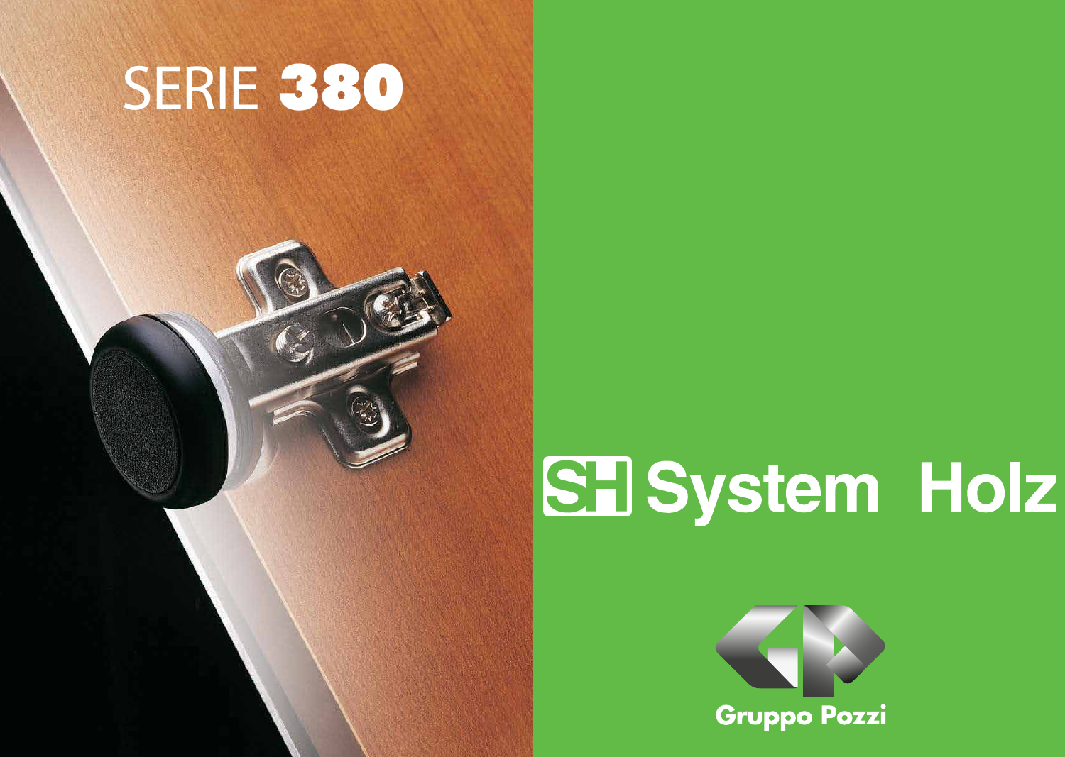# SERIE **380**

**SH System Holz**

**Gruppo Pozzi**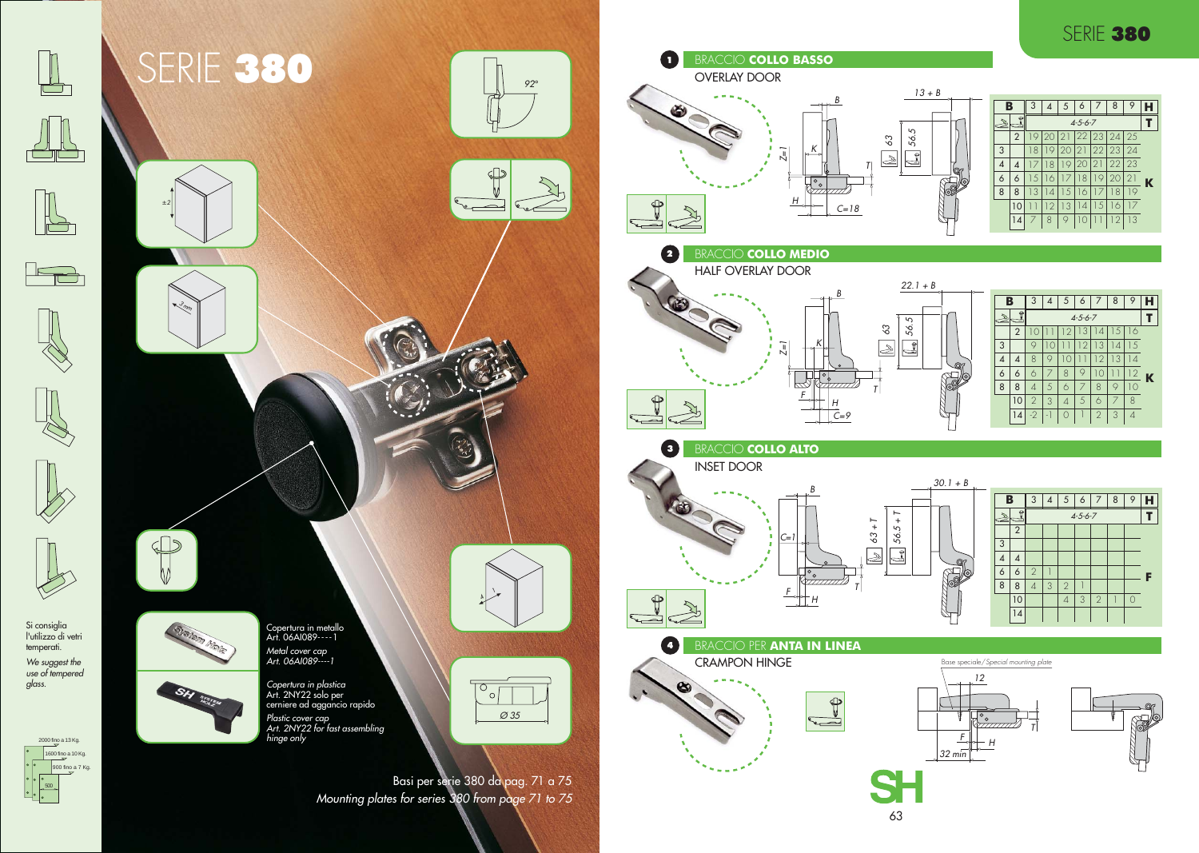# SERIE 380

Si consiglia l'utilizzo di vetri temperati.

*We suggest the use of tempered glass.*

2000 fino a 13 Kg.
1600 fino a 10 Kg.
900 fino a 7 Kg.
500

92°

±2

3 mm

Ø 35

Copertura in metallo
Art. 06AI089----1

*Metal cover cap*
*Art. 06AI089----1*

Copertura in plastica
Art. 2NY22 solo per cerniere ad aggancio rapido

*Plastic cover cap*
*Art. 2NY22 for fast assembling hinge only*

Basi per serie 380 da pag. 71 a 75

*Mounting plates for series 380 from page 71 to 75*

## 1 BRACCIO **COLLO BASSO**

OVERLAY DOOR

13 + B, B, K, Z=1, 63, 56.5, T, H, C=18

| B | | 3 | 4 | 5 | 6 | 7 | 8 | 9 | H |
|---|---|---|---|---|---|---|---|---|---|
| | | 4-5-6-7 | | | | | | | T |
| | 2 | 19 | 20 | 21 | 22 | 23 | 24 | 25 | K |
| 3 | | 18 | 19 | 20 | 21 | 22 | 23 | 24 | K |
| 4 | 4 | 17 | 18 | 19 | 20 | 21 | 22 | 23 | K |
| 6 | 6 | 15 | 16 | 17 | 18 | 19 | 20 | 21 | K |
| 8 | 8 | 13 | 14 | 15 | 16 | 17 | 18 | 19 | K |
| | 10 | 11 | 12 | 13 | 14 | 15 | 16 | 17 | K |
| | 14 | 7 | 8 | 9 | 10 | 11 | 12 | 13 | K |

## 2 BRACCIO **COLLO MEDIO**

HALF OVERLAY DOOR

22.1 + B, B, K, Z=1, 63, 56.5, F, H, T, C=9

| B | | 3 | 4 | 5 | 6 | 7 | 8 | 9 | H |
|---|---|---|---|---|---|---|---|---|---|
| | | 4-5-6-7 | | | | | | | T |
| | 2 | 10 | 11 | 12 | 13 | 14 | 15 | 16 | K |
| 3 | | 9 | 10 | 11 | 12 | 13 | 14 | 15 | K |
| 4 | 4 | 8 | 9 | 10 | 11 | 12 | 13 | 14 | K |
| 6 | 6 | 6 | 7 | 8 | 9 | 10 | 11 | 12 | K |
| 8 | 8 | 4 | 5 | 6 | 7 | 8 | 9 | 10 | K |
| | 10 | 2 | 3 | 4 | 5 | 6 | 7 | 8 | K |
| | 14 | -2 | -1 | 0 | 1 | 2 | 3 | 4 | K |

## 3 BRACCIO **COLLO ALTO**

INSET DOOR

30.1 + B, B, C=1, 63 + T, 56.5 + T, F, H, T

| B | | 3 | 4 | 5 | 6 | 7 | 8 | 9 | H |
|---|---|---|---|---|---|---|---|---|---|
| | | 4-5-6-7 | | | | | | | T |
| | 2 | | | | | | | | F |
| 3 | | | | | | | | | F |
| 4 | 4 | | | | | | | | F |
| 6 | 6 | 2 | 1 | | | | | | F |
| 8 | 8 | 4 | 3 | 2 | 1 | | | | F |
| | 10 | | | 4 | 3 | 2 | 1 | 0 | F |
| | 14 | | | | | | | | F |

## 4 BRACCIO PER **ANTA IN LINEA**

CRAMPON HINGE

Base speciale/*Special mounting plate*

12, T, F, H, 32 min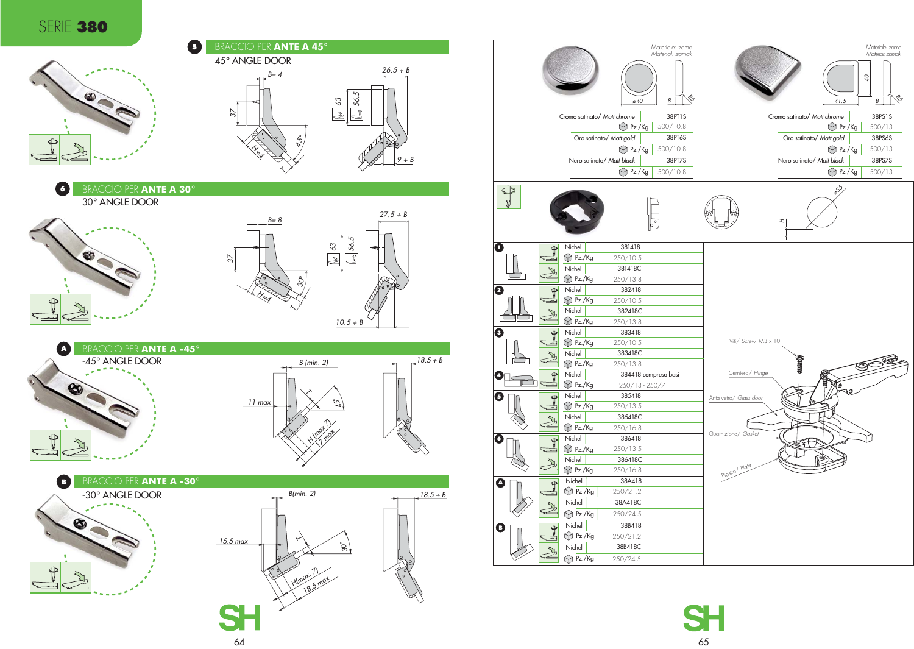# SERIE 380

## 5 BRACCIO PER ANTE A 45°

45° ANGLE DOOR

B= 4
26.5 + B
37
63
56.5
H=4
45°
T
9 + B

## 6 BRACCIO PER ANTE A 30°

30° ANGLE DOOR

B= 8
27.5 + B
37
63
56.5
H=4
30°
T
10.5 + B

## A BRACCIO PER ANTE A -45°

-45° ANGLE DOOR

B (min. 2)
18.5 + B
11 max
T
45°
H (max 7)
17 max

## B BRACCIO PER ANTE A -30°

-30° ANGLE DOOR

B(min. 2)
18.5 + B
15.5 max
T
30°
H(max. 7)
18.5 max

---

Materiale: zama
Material: zamak

ø40
8
R5

| | |
|---|---|
| Cromo satinato/ *Matt chrome* | 38PT1S |
| Pz./Kg | 500/10.8 |
| Oro satinato/ *Matt gold* | 38PT6S |
| Pz./Kg | 500/10.8 |
| Nero satinato/ *Matt black* | 38PT7S |
| Pz./Kg | 500/10.8 |

Materiale: zama
Material: zamak

40
41.5
8
R5

| | |
|---|---|
| Cromo satinato/ *Matt chrome* | 38PS1S |
| Pz./Kg | 500/13 |
| Oro satinato/ *Matt gold* | 38PS6S |
| Pz./Kg | 500/13 |
| Nero satinato/ *Matt black* | 38PS7S |
| Pz./Kg | 500/13 |

ø35
H

| | | |
|---|---|---|
| 1 | Nichel | 381418 |
| | Pz./Kg | 250/10.5 |
| | Nichel | 381418C |
| | Pz./Kg | 250/13.8 |
| 2 | Nichel | 382418 |
| | Pz./Kg | 250/10.5 |
| | Nichel | 382418C |
| | Pz./Kg | 250/13.8 |
| 3 | Nichel | 383418 |
| | Pz./Kg | 250/10.5 |
| | Nichel | 383418C |
| | Pz./Kg | 250/13.8 |
| 4 | Nichel | 384418 compreso basi |
| | Pz./Kg | 250/13 - 250/7 |
| 5 | Nichel | 385418 |
| | Pz./Kg | 250/13.5 |
| | Nichel | 385418C |
| | Pz./Kg | 250/16.8 |
| 6 | Nichel | 386418 |
| | Pz./Kg | 250/13.5 |
| | Nichel | 386418C |
| | Pz./Kg | 250/16.8 |
| A | Nichel | 38A418 |
| | Pz./Kg | 250/21.2 |
| | Nichel | 38A418C |
| | Pz./Kg | 250/24.5 |
| B | Nichel | 38B418 |
| | Pz./Kg | 250/21.2 |
| | Nichel | 38B418C |
| | Pz./Kg | 250/24.5 |

Viti/ *Screw* M3 x 10
Cerniera/ *Hinge*
Anta vetro/ *Glass door*
Guarnizione/ *Gasket*
Piastra/ *Plate*

SH

SH